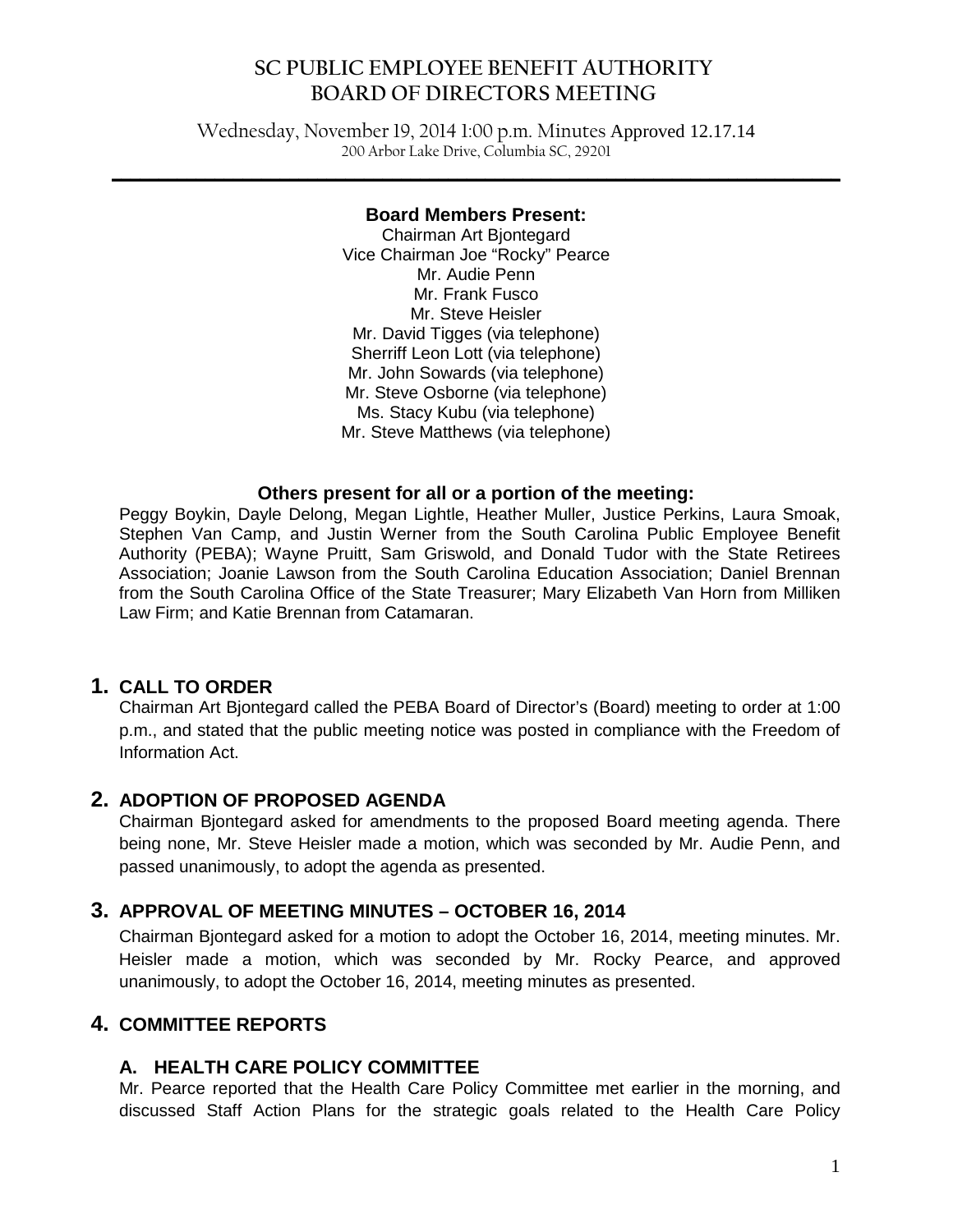# SC PUBLIC EMPLOYEE BENEFIT AUTHORITY
# BOARD OF DIRECTORS MEETING

Wednesday, November 19, 2014 1:00 p.m. Minutes Approved 12.17.14
200 Arbor Lake Drive, Columbia SC, 29201

**Board Members Present:**

Chairman Art Bjontegard
Vice Chairman Joe "Rocky" Pearce
Mr. Audie Penn
Mr. Frank Fusco
Mr. Steve Heisler
Mr. David Tigges (via telephone)
Sherriff Leon Lott (via telephone)
Mr. John Sowards (via telephone)
Mr. Steve Osborne (via telephone)
Ms. Stacy Kubu (via telephone)
Mr. Steve Matthews (via telephone)

**Others present for all or a portion of the meeting:**

Peggy Boykin, Dayle Delong, Megan Lightle, Heather Muller, Justice Perkins, Laura Smoak, Stephen Van Camp, and Justin Werner from the South Carolina Public Employee Benefit Authority (PEBA); Wayne Pruitt, Sam Griswold, and Donald Tudor with the State Retirees Association; Joanie Lawson from the South Carolina Education Association; Daniel Brennan from the South Carolina Office of the State Treasurer; Mary Elizabeth Van Horn from Milliken Law Firm; and Katie Brennan from Catamaran.

## 1. CALL TO ORDER

Chairman Art Bjontegard called the PEBA Board of Director's (Board) meeting to order at 1:00 p.m., and stated that the public meeting notice was posted in compliance with the Freedom of Information Act.

## 2. ADOPTION OF PROPOSED AGENDA

Chairman Bjontegard asked for amendments to the proposed Board meeting agenda. There being none, Mr. Steve Heisler made a motion, which was seconded by Mr. Audie Penn, and passed unanimously, to adopt the agenda as presented.

## 3. APPROVAL OF MEETING MINUTES – OCTOBER 16, 2014

Chairman Bjontegard asked for a motion to adopt the October 16, 2014, meeting minutes. Mr. Heisler made a motion, which was seconded by Mr. Rocky Pearce, and approved unanimously, to adopt the October 16, 2014, meeting minutes as presented.

## 4. COMMITTEE REPORTS

### A. HEALTH CARE POLICY COMMITTEE

Mr. Pearce reported that the Health Care Policy Committee met earlier in the morning, and discussed Staff Action Plans for the strategic goals related to the Health Care Policy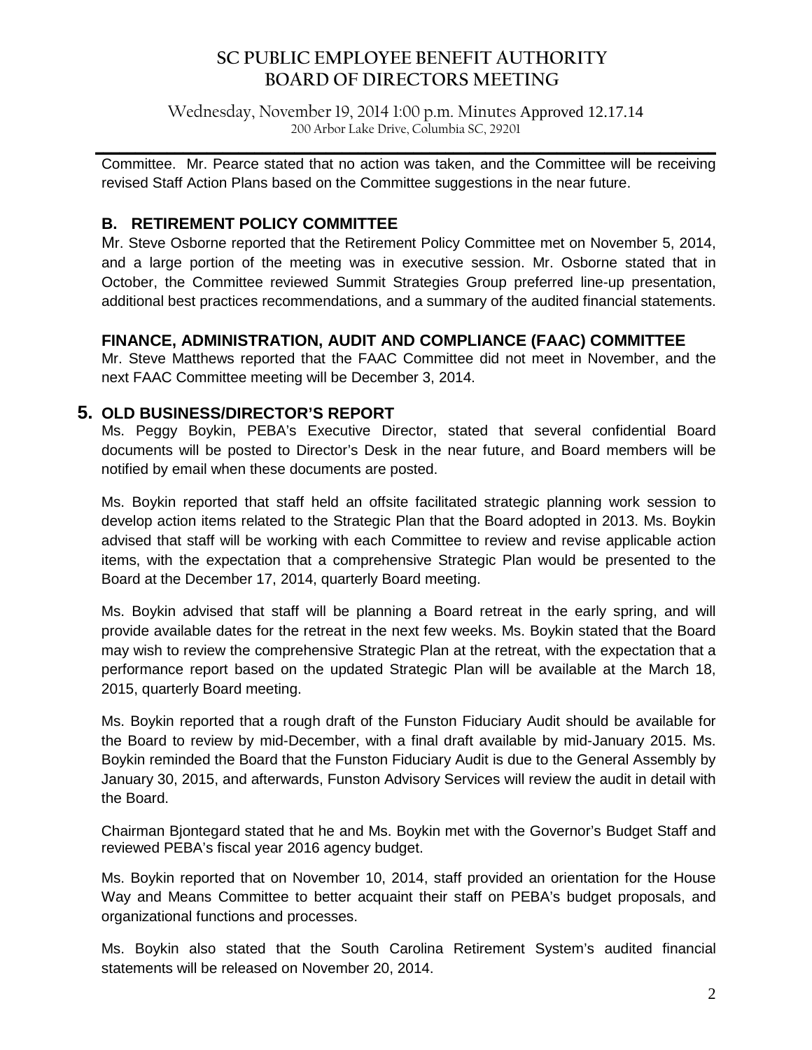Committee. Mr. Pearce stated that no action was taken, and the Committee will be receiving revised Staff Action Plans based on the Committee suggestions in the near future.

### B. RETIREMENT POLICY COMMITTEE

Mr. Steve Osborne reported that the Retirement Policy Committee met on November 5, 2014, and a large portion of the meeting was in executive session. Mr. Osborne stated that in October, the Committee reviewed Summit Strategies Group preferred line-up presentation, additional best practices recommendations, and a summary of the audited financial statements.

### FINANCE, ADMINISTRATION, AUDIT AND COMPLIANCE (FAAC) COMMITTEE

Mr. Steve Matthews reported that the FAAC Committee did not meet in November, and the next FAAC Committee meeting will be December 3, 2014.

## 5. OLD BUSINESS/DIRECTOR'S REPORT

Ms. Peggy Boykin, PEBA's Executive Director, stated that several confidential Board documents will be posted to Director's Desk in the near future, and Board members will be notified by email when these documents are posted.

Ms. Boykin reported that staff held an offsite facilitated strategic planning work session to develop action items related to the Strategic Plan that the Board adopted in 2013. Ms. Boykin advised that staff will be working with each Committee to review and revise applicable action items, with the expectation that a comprehensive Strategic Plan would be presented to the Board at the December 17, 2014, quarterly Board meeting.

Ms. Boykin advised that staff will be planning a Board retreat in the early spring, and will provide available dates for the retreat in the next few weeks. Ms. Boykin stated that the Board may wish to review the comprehensive Strategic Plan at the retreat, with the expectation that a performance report based on the updated Strategic Plan will be available at the March 18, 2015, quarterly Board meeting.

Ms. Boykin reported that a rough draft of the Funston Fiduciary Audit should be available for the Board to review by mid-December, with a final draft available by mid-January 2015. Ms. Boykin reminded the Board that the Funston Fiduciary Audit is due to the General Assembly by January 30, 2015, and afterwards, Funston Advisory Services will review the audit in detail with the Board.

Chairman Bjontegard stated that he and Ms. Boykin met with the Governor's Budget Staff and reviewed PEBA's fiscal year 2016 agency budget.

Ms. Boykin reported that on November 10, 2014, staff provided an orientation for the House Way and Means Committee to better acquaint their staff on PEBA's budget proposals, and organizational functions and processes.

Ms. Boykin also stated that the South Carolina Retirement System's audited financial statements will be released on November 20, 2014.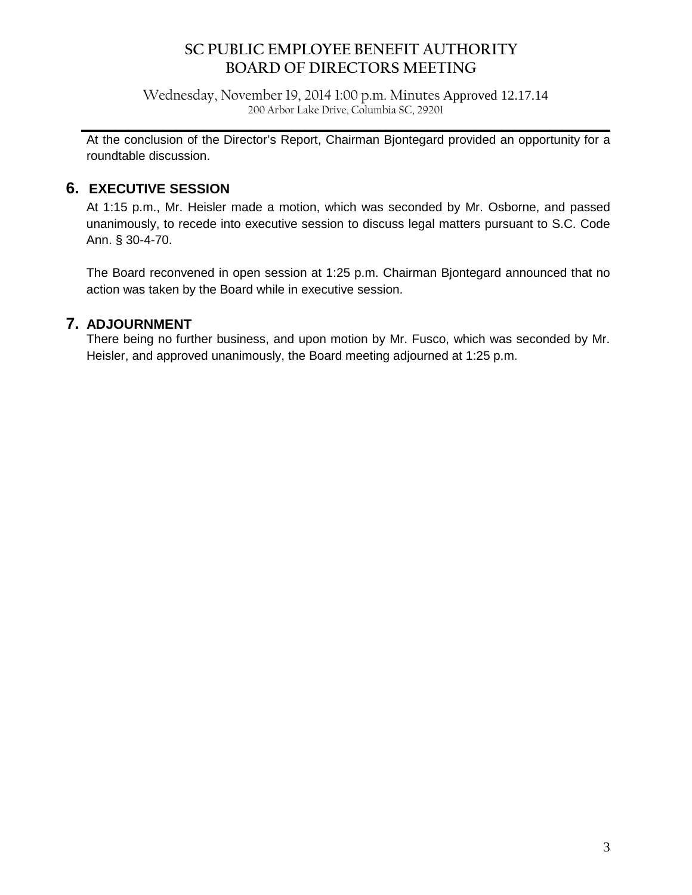At the conclusion of the Director's Report, Chairman Bjontegard provided an opportunity for a roundtable discussion.

## 6. EXECUTIVE SESSION

At 1:15 p.m., Mr. Heisler made a motion, which was seconded by Mr. Osborne, and passed unanimously, to recede into executive session to discuss legal matters pursuant to S.C. Code Ann. § 30-4-70.

The Board reconvened in open session at 1:25 p.m. Chairman Bjontegard announced that no action was taken by the Board while in executive session.

## 7. ADJOURNMENT

There being no further business, and upon motion by Mr. Fusco, which was seconded by Mr. Heisler, and approved unanimously, the Board meeting adjourned at 1:25 p.m.